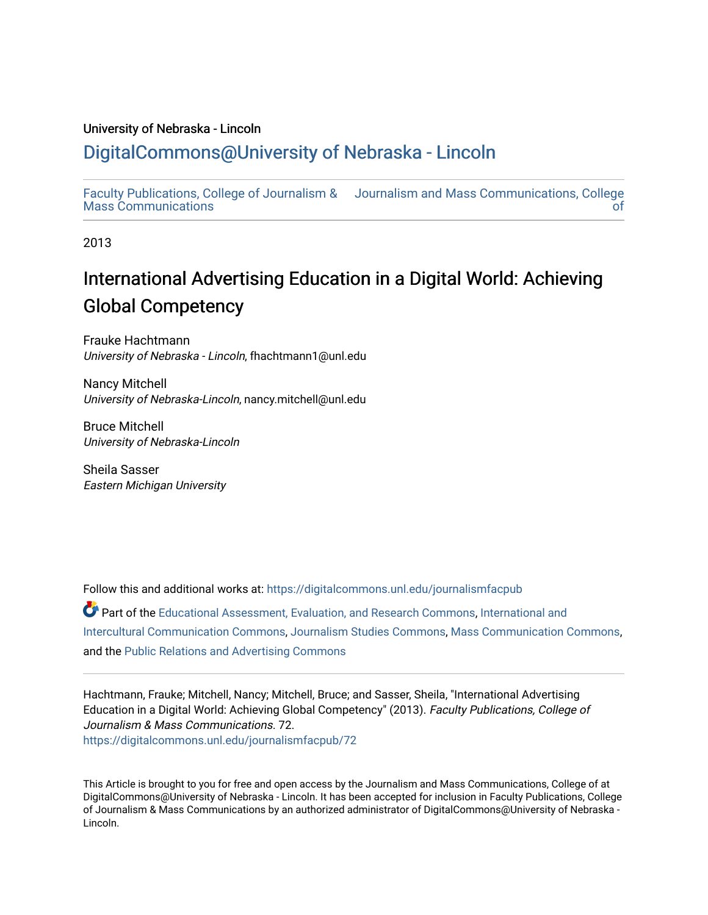University of Nebraska - Lincoln

DigitalCommons@University of Nebraska - Lincoln

Faculty Publications, College of Journalism & Mass Communications

Journalism and Mass Communications, College of

2013

# International Advertising Education in a Digital World: Achieving Global Competency

Frauke Hachtmann
*University of Nebraska - Lincoln*, fhachtmann1@unl.edu

Nancy Mitchell
*University of Nebraska-Lincoln*, nancy.mitchell@unl.edu

Bruce Mitchell
*University of Nebraska-Lincoln*

Sheila Sasser
*Eastern Michigan University*

Follow this and additional works at: https://digitalcommons.unl.edu/journalismfacpub

Part of the Educational Assessment, Evaluation, and Research Commons, International and Intercultural Communication Commons, Journalism Studies Commons, Mass Communication Commons, and the Public Relations and Advertising Commons

Hachtmann, Frauke; Mitchell, Nancy; Mitchell, Bruce; and Sasser, Sheila, "International Advertising Education in a Digital World: Achieving Global Competency" (2013). *Faculty Publications, College of Journalism & Mass Communications*. 72.
https://digitalcommons.unl.edu/journalismfacpub/72

This Article is brought to you for free and open access by the Journalism and Mass Communications, College of at DigitalCommons@University of Nebraska - Lincoln. It has been accepted for inclusion in Faculty Publications, College of Journalism & Mass Communications by an authorized administrator of DigitalCommons@University of Nebraska - Lincoln.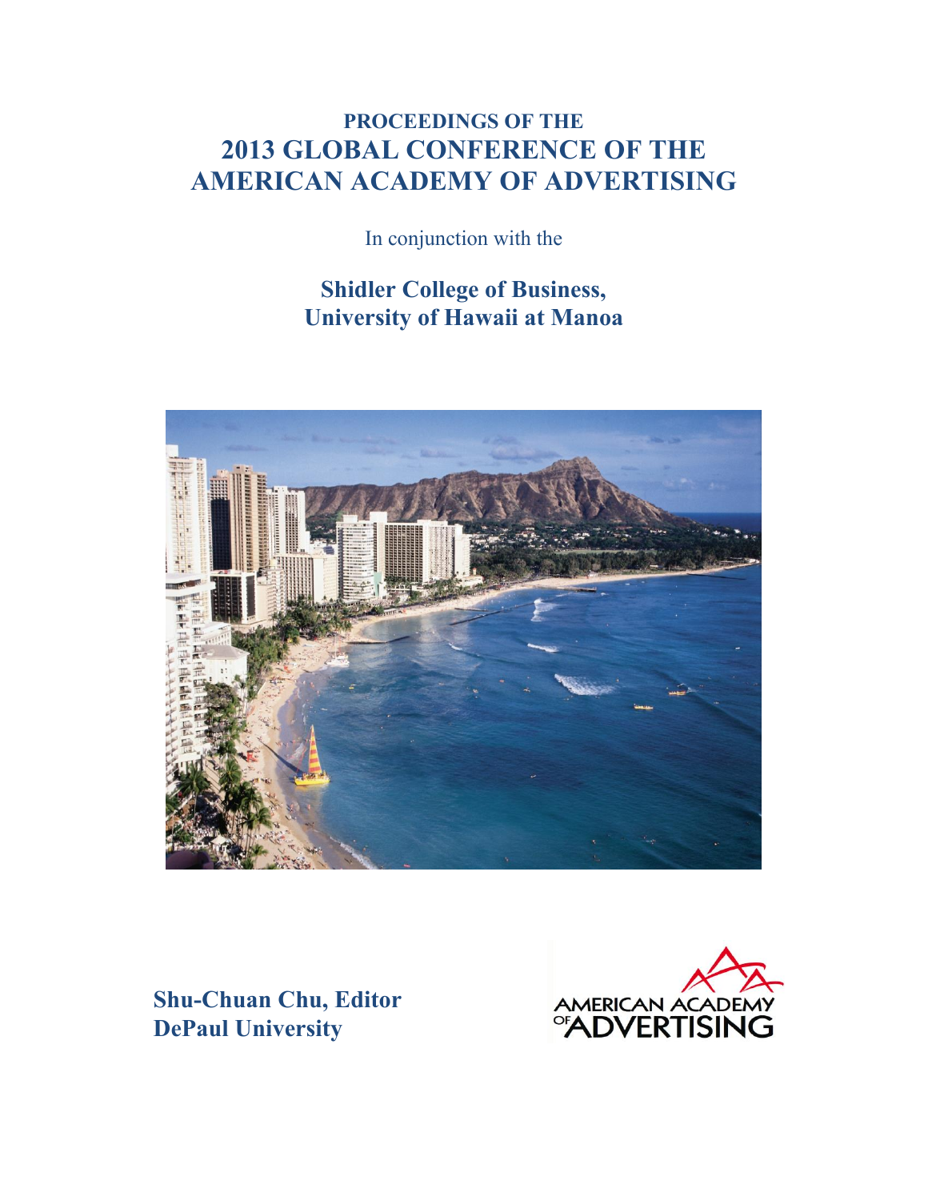**PROCEEDINGS OF THE**

# 2013 GLOBAL CONFERENCE OF THE AMERICAN ACADEMY OF ADVERTISING

In conjunction with the

## Shidler College of Business, University of Hawaii at Manoa

**Shu-Chuan Chu, Editor**
**DePaul University**

AMERICAN ACADEMY OF ADVERTISING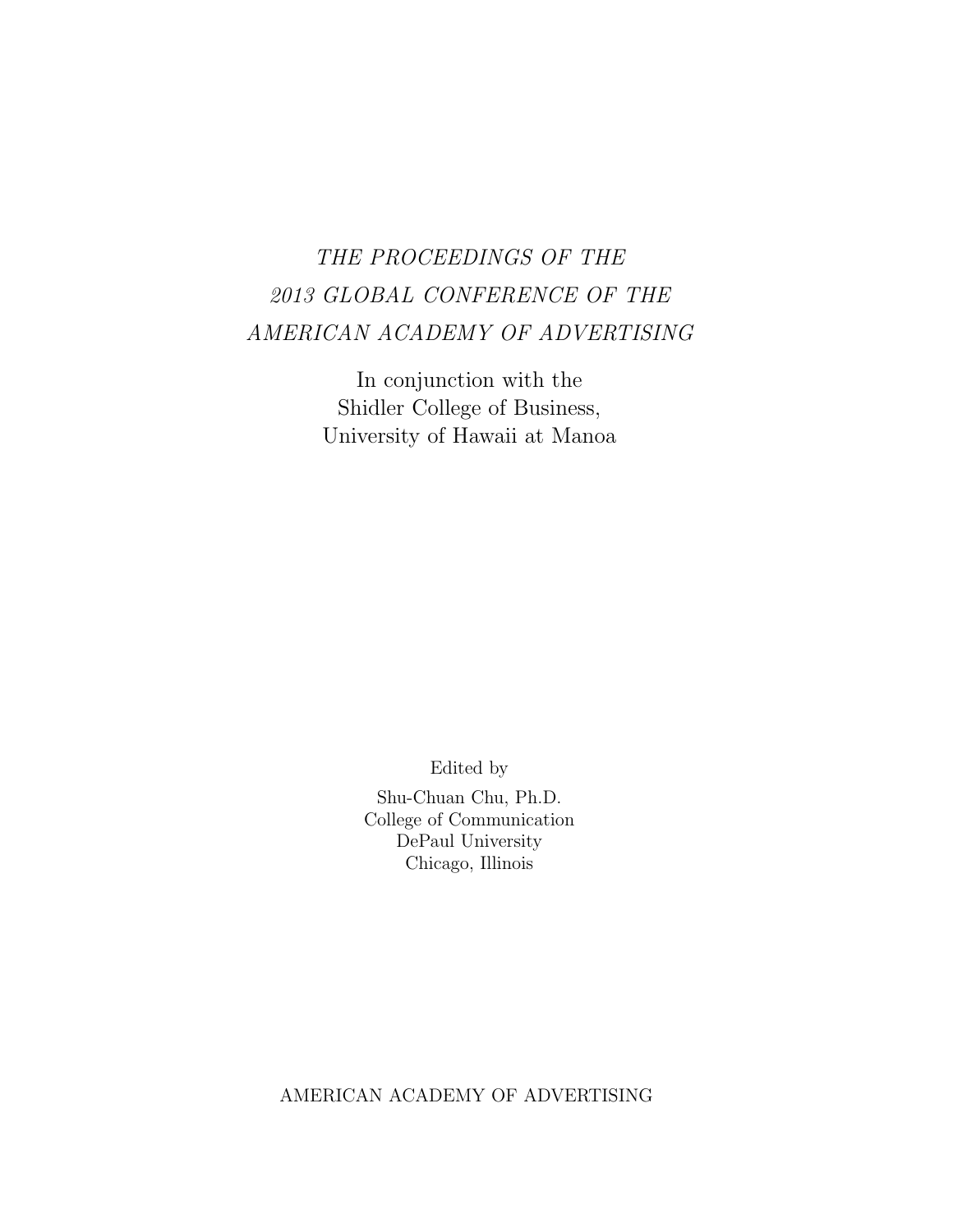# *THE PROCEEDINGS OF THE 2013 GLOBAL CONFERENCE OF THE AMERICAN ACADEMY OF ADVERTISING*

In conjunction with the
Shidler College of Business,
University of Hawaii at Manoa

Edited by

Shu-Chuan Chu, Ph.D.
College of Communication
DePaul University
Chicago, Illinois

AMERICAN ACADEMY OF ADVERTISING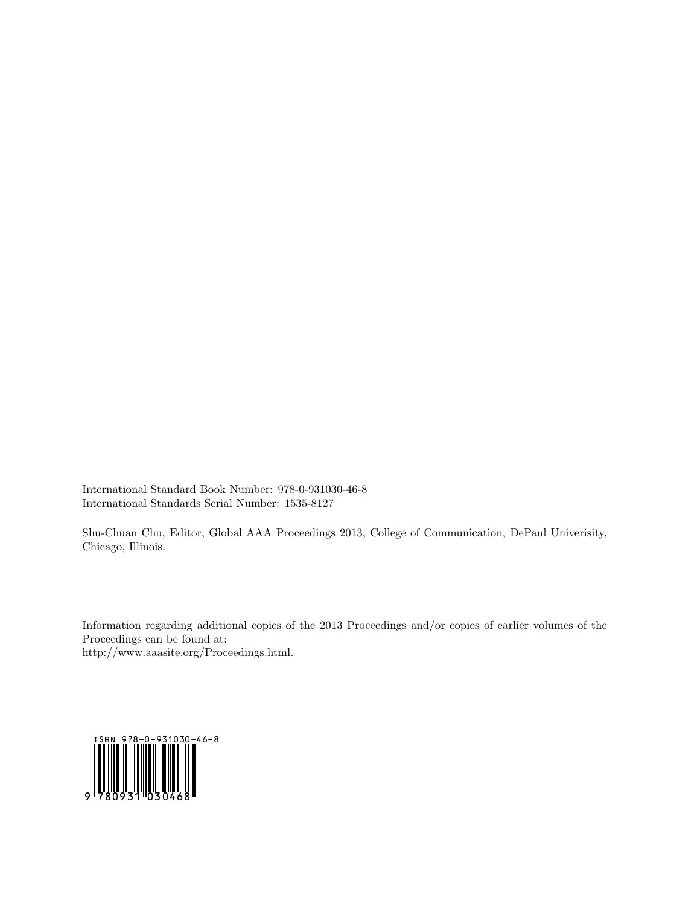International Standard Book Number: 978-0-931030-46-8
International Standards Serial Number: 1535-8127

Shu-Chuan Chu, Editor, Global AAA Proceedings 2013, College of Communication, DePaul Univerisity, Chicago, Illinois.

Information regarding additional copies of the 2013 Proceedings and/or copies of earlier volumes of the Proceedings can be found at:
http://www.aaasite.org/Proceedings.html.

ISBN 978-0-931030-46-8

9 780931 030468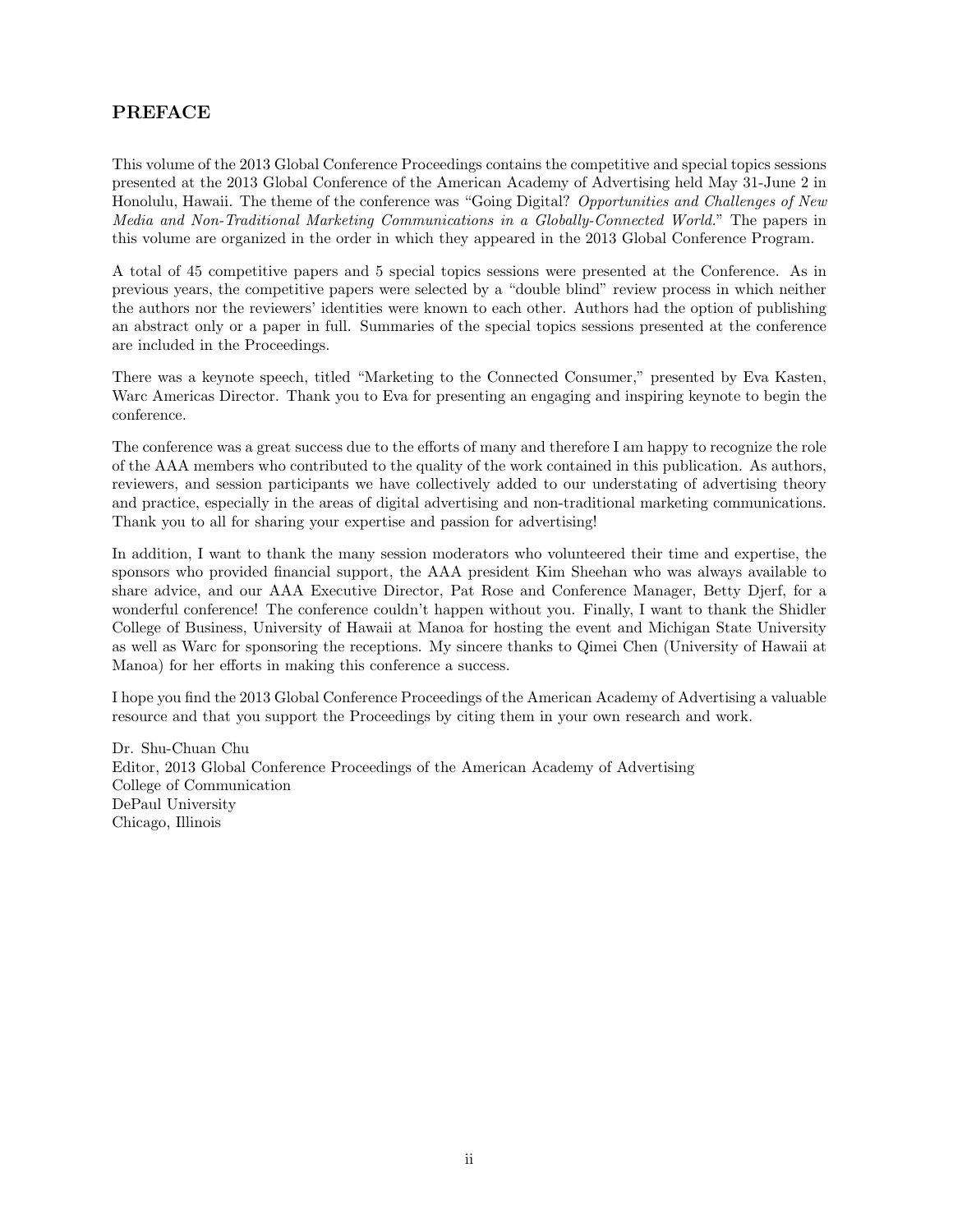## PREFACE

This volume of the 2013 Global Conference Proceedings contains the competitive and special topics sessions presented at the 2013 Global Conference of the American Academy of Advertising held May 31-June 2 in Honolulu, Hawaii. The theme of the conference was "Going Digital? *Opportunities and Challenges of New Media and Non-Traditional Marketing Communications in a Globally-Connected World.*" The papers in this volume are organized in the order in which they appeared in the 2013 Global Conference Program.

A total of 45 competitive papers and 5 special topics sessions were presented at the Conference. As in previous years, the competitive papers were selected by a "double blind" review process in which neither the authors nor the reviewers' identities were known to each other. Authors had the option of publishing an abstract only or a paper in full. Summaries of the special topics sessions presented at the conference are included in the Proceedings.

There was a keynote speech, titled "Marketing to the Connected Consumer," presented by Eva Kasten, Warc Americas Director. Thank you to Eva for presenting an engaging and inspiring keynote to begin the conference.

The conference was a great success due to the efforts of many and therefore I am happy to recognize the role of the AAA members who contributed to the quality of the work contained in this publication. As authors, reviewers, and session participants we have collectively added to our understating of advertising theory and practice, especially in the areas of digital advertising and non-traditional marketing communications. Thank you to all for sharing your expertise and passion for advertising!

In addition, I want to thank the many session moderators who volunteered their time and expertise, the sponsors who provided financial support, the AAA president Kim Sheehan who was always available to share advice, and our AAA Executive Director, Pat Rose and Conference Manager, Betty Djerf, for a wonderful conference! The conference couldn't happen without you. Finally, I want to thank the Shidler College of Business, University of Hawaii at Manoa for hosting the event and Michigan State University as well as Warc for sponsoring the receptions. My sincere thanks to Qimei Chen (University of Hawaii at Manoa) for her efforts in making this conference a success.

I hope you find the 2013 Global Conference Proceedings of the American Academy of Advertising a valuable resource and that you support the Proceedings by citing them in your own research and work.

Dr. Shu-Chuan Chu
Editor, 2013 Global Conference Proceedings of the American Academy of Advertising
College of Communication
DePaul University
Chicago, Illinois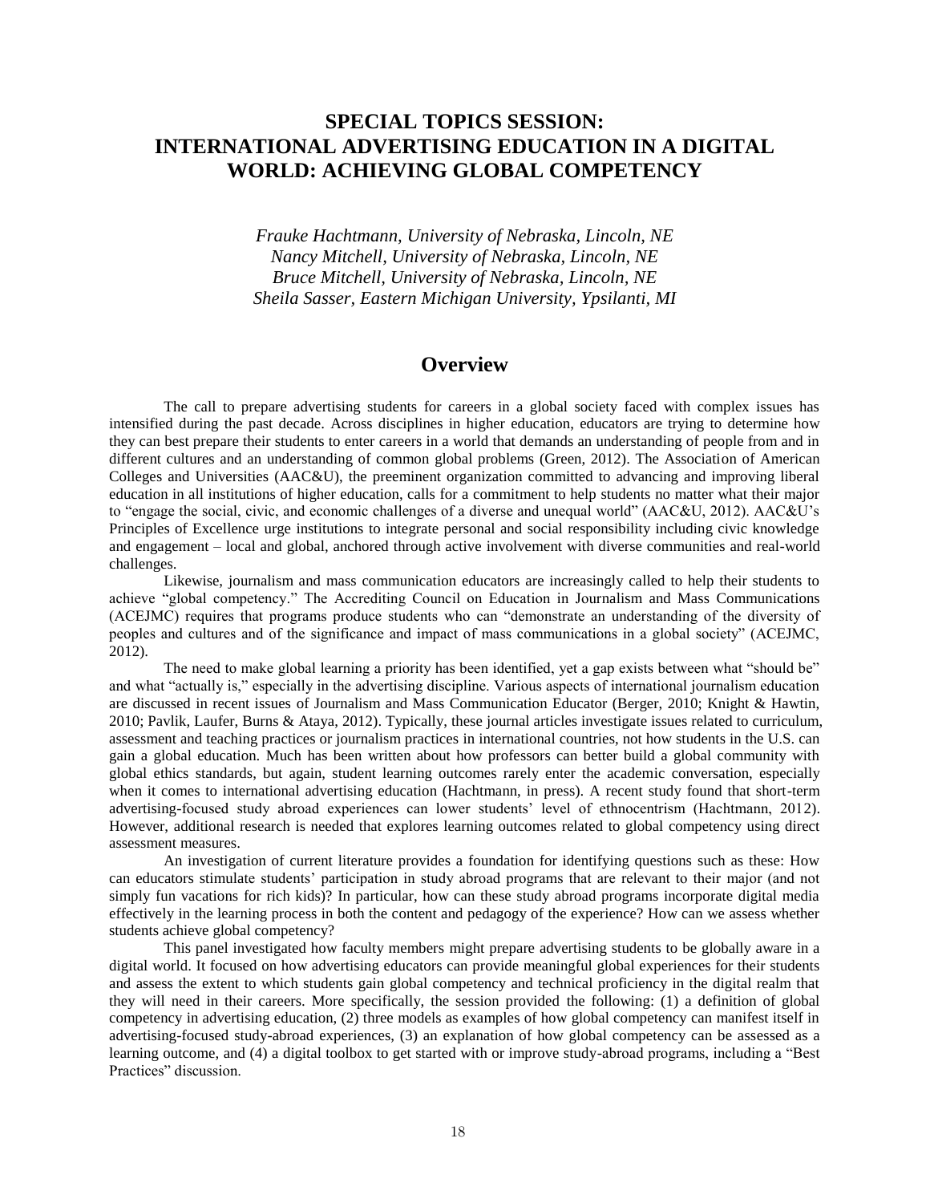# SPECIAL TOPICS SESSION: INTERNATIONAL ADVERTISING EDUCATION IN A DIGITAL WORLD: ACHIEVING GLOBAL COMPETENCY

*Frauke Hachtmann, University of Nebraska, Lincoln, NE*
*Nancy Mitchell, University of Nebraska, Lincoln, NE*
*Bruce Mitchell, University of Nebraska, Lincoln, NE*
*Sheila Sasser, Eastern Michigan University, Ypsilanti, MI*

## Overview

The call to prepare advertising students for careers in a global society faced with complex issues has intensified during the past decade. Across disciplines in higher education, educators are trying to determine how they can best prepare their students to enter careers in a world that demands an understanding of people from and in different cultures and an understanding of common global problems (Green, 2012). The Association of American Colleges and Universities (AAC&U), the preeminent organization committed to advancing and improving liberal education in all institutions of higher education, calls for a commitment to help students no matter what their major to "engage the social, civic, and economic challenges of a diverse and unequal world" (AAC&U, 2012). AAC&U's Principles of Excellence urge institutions to integrate personal and social responsibility including civic knowledge and engagement – local and global, anchored through active involvement with diverse communities and real-world challenges.

Likewise, journalism and mass communication educators are increasingly called to help their students to achieve "global competency." The Accrediting Council on Education in Journalism and Mass Communications (ACEJMC) requires that programs produce students who can "demonstrate an understanding of the diversity of peoples and cultures and of the significance and impact of mass communications in a global society" (ACEJMC, 2012).

The need to make global learning a priority has been identified, yet a gap exists between what "should be" and what "actually is," especially in the advertising discipline. Various aspects of international journalism education are discussed in recent issues of Journalism and Mass Communication Educator (Berger, 2010; Knight & Hawtin, 2010; Pavlik, Laufer, Burns & Ataya, 2012). Typically, these journal articles investigate issues related to curriculum, assessment and teaching practices or journalism practices in international countries, not how students in the U.S. can gain a global education. Much has been written about how professors can better build a global community with global ethics standards, but again, student learning outcomes rarely enter the academic conversation, especially when it comes to international advertising education (Hachtmann, in press). A recent study found that short-term advertising-focused study abroad experiences can lower students' level of ethnocentrism (Hachtmann, 2012). However, additional research is needed that explores learning outcomes related to global competency using direct assessment measures.

An investigation of current literature provides a foundation for identifying questions such as these: How can educators stimulate students' participation in study abroad programs that are relevant to their major (and not simply fun vacations for rich kids)? In particular, how can these study abroad programs incorporate digital media effectively in the learning process in both the content and pedagogy of the experience? How can we assess whether students achieve global competency?

This panel investigated how faculty members might prepare advertising students to be globally aware in a digital world. It focused on how advertising educators can provide meaningful global experiences for their students and assess the extent to which students gain global competency and technical proficiency in the digital realm that they will need in their careers. More specifically, the session provided the following: (1) a definition of global competency in advertising education, (2) three models as examples of how global competency can manifest itself in advertising-focused study-abroad experiences, (3) an explanation of how global competency can be assessed as a learning outcome, and (4) a digital toolbox to get started with or improve study-abroad programs, including a "Best Practices" discussion.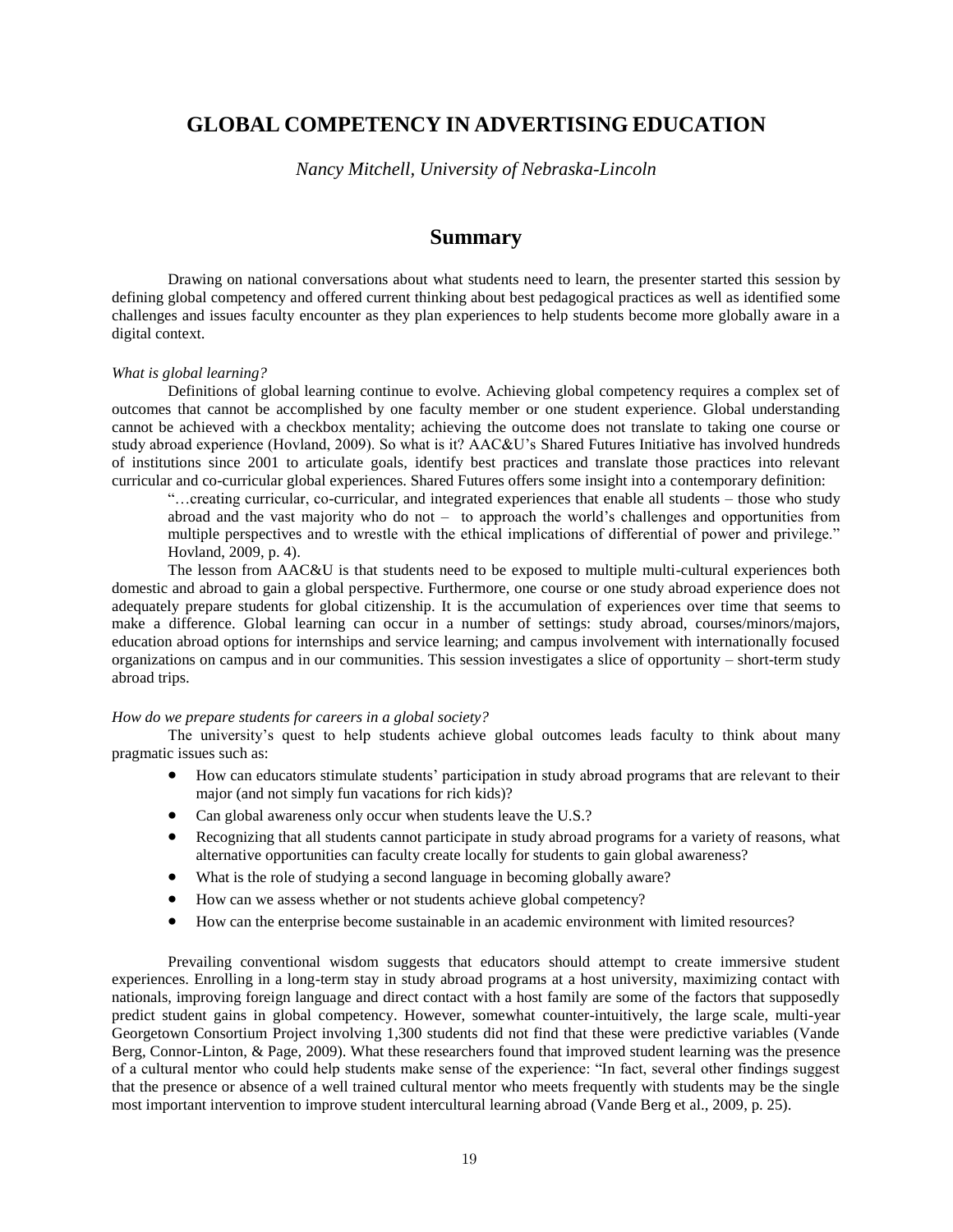# GLOBAL COMPETENCY IN ADVERTISING EDUCATION

*Nancy Mitchell, University of Nebraska-Lincoln*

## Summary

Drawing on national conversations about what students need to learn, the presenter started this session by defining global competency and offered current thinking about best pedagogical practices as well as identified some challenges and issues faculty encounter as they plan experiences to help students become more globally aware in a digital context.

*What is global learning?*

Definitions of global learning continue to evolve. Achieving global competency requires a complex set of outcomes that cannot be accomplished by one faculty member or one student experience. Global understanding cannot be achieved with a checkbox mentality; achieving the outcome does not translate to taking one course or study abroad experience (Hovland, 2009). So what is it? AAC&U's Shared Futures Initiative has involved hundreds of institutions since 2001 to articulate goals, identify best practices and translate those practices into relevant curricular and co-curricular global experiences. Shared Futures offers some insight into a contemporary definition:

> "…creating curricular, co-curricular, and integrated experiences that enable all students – those who study abroad and the vast majority who do not – to approach the world's challenges and opportunities from multiple perspectives and to wrestle with the ethical implications of differential of power and privilege." Hovland, 2009, p. 4).

The lesson from AAC&U is that students need to be exposed to multiple multi-cultural experiences both domestic and abroad to gain a global perspective. Furthermore, one course or one study abroad experience does not adequately prepare students for global citizenship. It is the accumulation of experiences over time that seems to make a difference. Global learning can occur in a number of settings: study abroad, courses/minors/majors, education abroad options for internships and service learning; and campus involvement with internationally focused organizations on campus and in our communities. This session investigates a slice of opportunity – short-term study abroad trips.

*How do we prepare students for careers in a global society?*

The university's quest to help students achieve global outcomes leads faculty to think about many pragmatic issues such as:

- How can educators stimulate students' participation in study abroad programs that are relevant to their major (and not simply fun vacations for rich kids)?
- Can global awareness only occur when students leave the U.S.?
- Recognizing that all students cannot participate in study abroad programs for a variety of reasons, what alternative opportunities can faculty create locally for students to gain global awareness?
- What is the role of studying a second language in becoming globally aware?
- How can we assess whether or not students achieve global competency?
- How can the enterprise become sustainable in an academic environment with limited resources?

Prevailing conventional wisdom suggests that educators should attempt to create immersive student experiences. Enrolling in a long-term stay in study abroad programs at a host university, maximizing contact with nationals, improving foreign language and direct contact with a host family are some of the factors that supposedly predict student gains in global competency. However, somewhat counter-intuitively, the large scale, multi-year Georgetown Consortium Project involving 1,300 students did not find that these were predictive variables (Vande Berg, Connor-Linton, & Page, 2009). What these researchers found that improved student learning was the presence of a cultural mentor who could help students make sense of the experience: "In fact, several other findings suggest that the presence or absence of a well trained cultural mentor who meets frequently with students may be the single most important intervention to improve student intercultural learning abroad (Vande Berg et al., 2009, p. 25).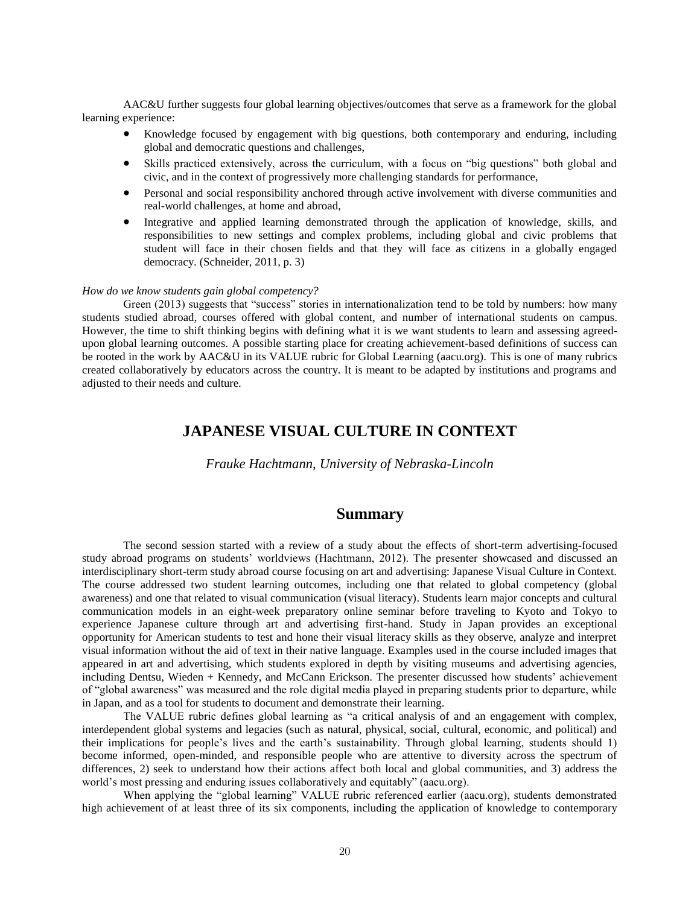AAC&U further suggests four global learning objectives/outcomes that serve as a framework for the global learning experience:

- Knowledge focused by engagement with big questions, both contemporary and enduring, including global and democratic questions and challenges,
- Skills practiced extensively, across the curriculum, with a focus on "big questions" both global and civic, and in the context of progressively more challenging standards for performance,
- Personal and social responsibility anchored through active involvement with diverse communities and real-world challenges, at home and abroad,
- Integrative and applied learning demonstrated through the application of knowledge, skills, and responsibilities to new settings and complex problems, including global and civic problems that student will face in their chosen fields and that they will face as citizens in a globally engaged democracy. (Schneider, 2011, p. 3)

*How do we know students gain global competency?*

Green (2013) suggests that "success" stories in internationalization tend to be told by numbers: how many students studied abroad, courses offered with global content, and number of international students on campus. However, the time to shift thinking begins with defining what it is we want students to learn and assessing agreed-upon global learning outcomes. A possible starting place for creating achievement-based definitions of success can be rooted in the work by AAC&U in its VALUE rubric for Global Learning (aacu.org). This is one of many rubrics created collaboratively by educators across the country. It is meant to be adapted by institutions and programs and adjusted to their needs and culture.

# JAPANESE VISUAL CULTURE IN CONTEXT

*Frauke Hachtmann, University of Nebraska-Lincoln*

## Summary

The second session started with a review of a study about the effects of short-term advertising-focused study abroad programs on students' worldviews (Hachtmann, 2012). The presenter showcased and discussed an interdisciplinary short-term study abroad course focusing on art and advertising: Japanese Visual Culture in Context. The course addressed two student learning outcomes, including one that related to global competency (global awareness) and one that related to visual communication (visual literacy). Students learn major concepts and cultural communication models in an eight-week preparatory online seminar before traveling to Kyoto and Tokyo to experience Japanese culture through art and advertising first-hand. Study in Japan provides an exceptional opportunity for American students to test and hone their visual literacy skills as they observe, analyze and interpret visual information without the aid of text in their native language. Examples used in the course included images that appeared in art and advertising, which students explored in depth by visiting museums and advertising agencies, including Dentsu, Wieden + Kennedy, and McCann Erickson. The presenter discussed how students' achievement of "global awareness" was measured and the role digital media played in preparing students prior to departure, while in Japan, and as a tool for students to document and demonstrate their learning.

The VALUE rubric defines global learning as "a critical analysis of and an engagement with complex, interdependent global systems and legacies (such as natural, physical, social, cultural, economic, and political) and their implications for people's lives and the earth's sustainability. Through global learning, students should 1) become informed, open-minded, and responsible people who are attentive to diversity across the spectrum of differences, 2) seek to understand how their actions affect both local and global communities, and 3) address the world's most pressing and enduring issues collaboratively and equitably" (aacu.org).

When applying the "global learning" VALUE rubric referenced earlier (aacu.org), students demonstrated high achievement of at least three of its six components, including the application of knowledge to contemporary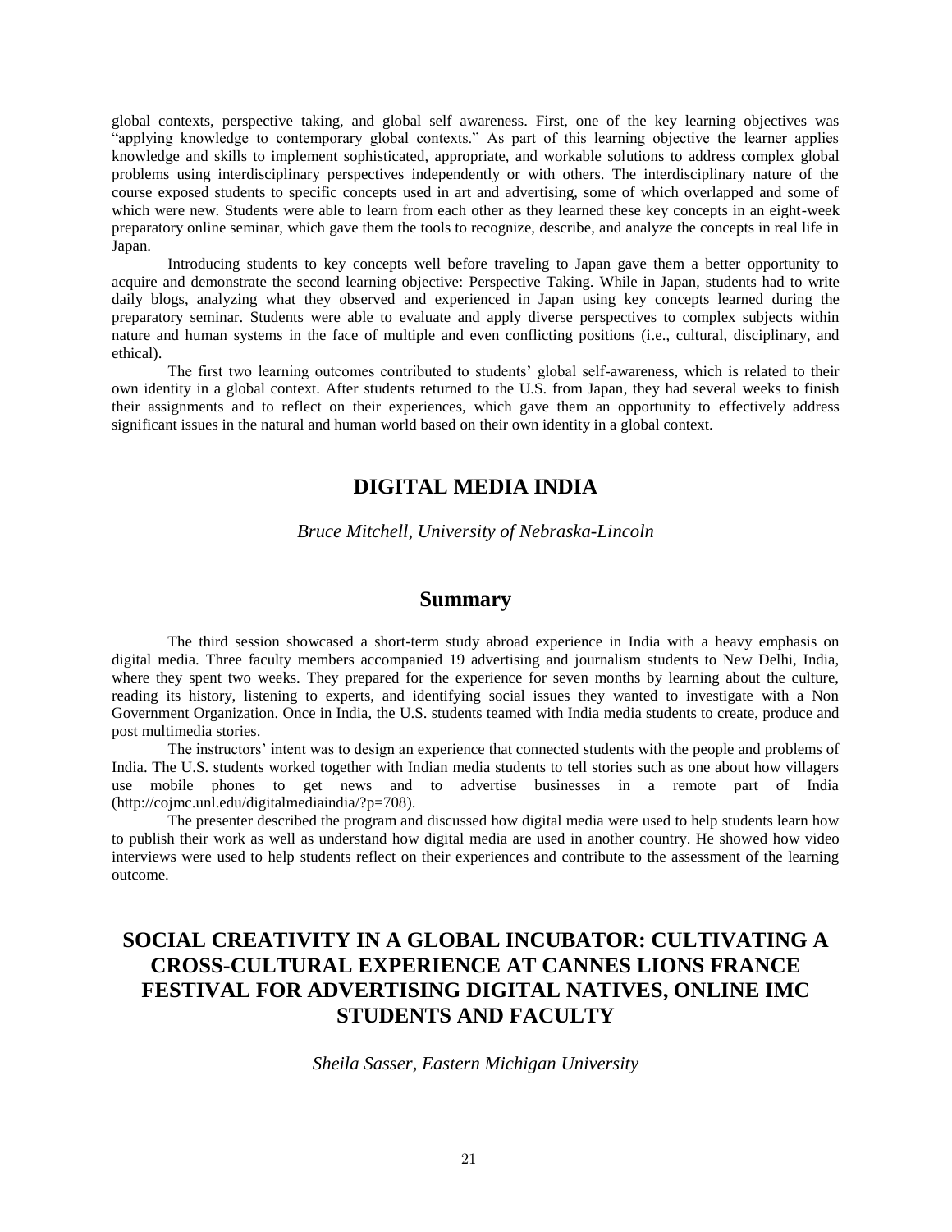global contexts, perspective taking, and global self awareness. First, one of the key learning objectives was "applying knowledge to contemporary global contexts." As part of this learning objective the learner applies knowledge and skills to implement sophisticated, appropriate, and workable solutions to address complex global problems using interdisciplinary perspectives independently or with others. The interdisciplinary nature of the course exposed students to specific concepts used in art and advertising, some of which overlapped and some of which were new. Students were able to learn from each other as they learned these key concepts in an eight-week preparatory online seminar, which gave them the tools to recognize, describe, and analyze the concepts in real life in Japan.

Introducing students to key concepts well before traveling to Japan gave them a better opportunity to acquire and demonstrate the second learning objective: Perspective Taking. While in Japan, students had to write daily blogs, analyzing what they observed and experienced in Japan using key concepts learned during the preparatory seminar. Students were able to evaluate and apply diverse perspectives to complex subjects within nature and human systems in the face of multiple and even conflicting positions (i.e., cultural, disciplinary, and ethical).

The first two learning outcomes contributed to students' global self-awareness, which is related to their own identity in a global context. After students returned to the U.S. from Japan, they had several weeks to finish their assignments and to reflect on their experiences, which gave them an opportunity to effectively address significant issues in the natural and human world based on their own identity in a global context.

## DIGITAL MEDIA INDIA

*Bruce Mitchell, University of Nebraska-Lincoln*

### Summary

The third session showcased a short-term study abroad experience in India with a heavy emphasis on digital media. Three faculty members accompanied 19 advertising and journalism students to New Delhi, India, where they spent two weeks. They prepared for the experience for seven months by learning about the culture, reading its history, listening to experts, and identifying social issues they wanted to investigate with a Non Government Organization. Once in India, the U.S. students teamed with India media students to create, produce and post multimedia stories.

The instructors' intent was to design an experience that connected students with the people and problems of India. The U.S. students worked together with Indian media students to tell stories such as one about how villagers use mobile phones to get news and to advertise businesses in a remote part of India (http://cojmc.unl.edu/digitalmediaindia/?p=708).

The presenter described the program and discussed how digital media were used to help students learn how to publish their work as well as understand how digital media are used in another country. He showed how video interviews were used to help students reflect on their experiences and contribute to the assessment of the learning outcome.

## SOCIAL CREATIVITY IN A GLOBAL INCUBATOR: CULTIVATING A CROSS-CULTURAL EXPERIENCE AT CANNES LIONS FRANCE FESTIVAL FOR ADVERTISING DIGITAL NATIVES, ONLINE IMC STUDENTS AND FACULTY

*Sheila Sasser, Eastern Michigan University*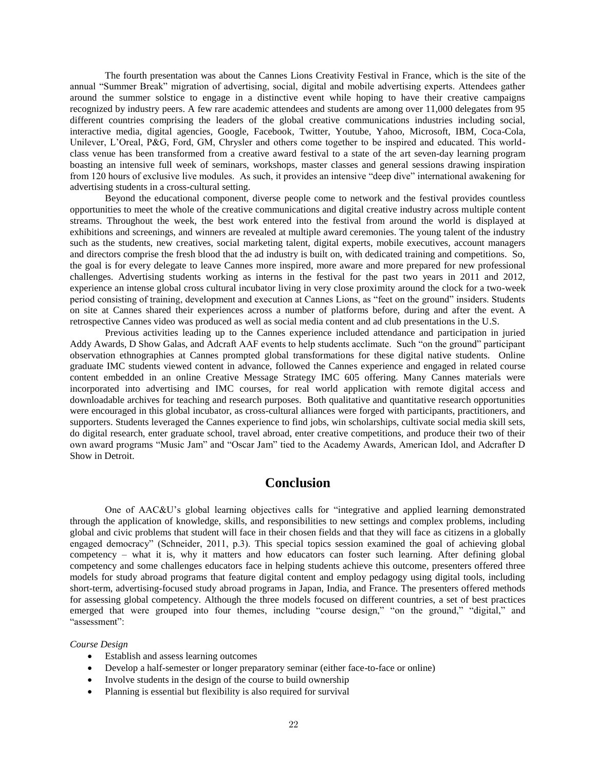The fourth presentation was about the Cannes Lions Creativity Festival in France, which is the site of the annual "Summer Break" migration of advertising, social, digital and mobile advertising experts. Attendees gather around the summer solstice to engage in a distinctive event while hoping to have their creative campaigns recognized by industry peers. A few rare academic attendees and students are among over 11,000 delegates from 95 different countries comprising the leaders of the global creative communications industries including social, interactive media, digital agencies, Google, Facebook, Twitter, Youtube, Yahoo, Microsoft, IBM, Coca-Cola, Unilever, L'Oreal, P&G, Ford, GM, Chrysler and others come together to be inspired and educated. This world-class venue has been transformed from a creative award festival to a state of the art seven-day learning program boasting an intensive full week of seminars, workshops, master classes and general sessions drawing inspiration from 120 hours of exclusive live modules. As such, it provides an intensive "deep dive" international awakening for advertising students in a cross-cultural setting.

Beyond the educational component, diverse people come to network and the festival provides countless opportunities to meet the whole of the creative communications and digital creative industry across multiple content streams. Throughout the week, the best work entered into the festival from around the world is displayed at exhibitions and screenings, and winners are revealed at multiple award ceremonies. The young talent of the industry such as the students, new creatives, social marketing talent, digital experts, mobile executives, account managers and directors comprise the fresh blood that the ad industry is built on, with dedicated training and competitions. So, the goal is for every delegate to leave Cannes more inspired, more aware and more prepared for new professional challenges. Advertising students working as interns in the festival for the past two years in 2011 and 2012, experience an intense global cross cultural incubator living in very close proximity around the clock for a two-week period consisting of training, development and execution at Cannes Lions, as "feet on the ground" insiders. Students on site at Cannes shared their experiences across a number of platforms before, during and after the event. A retrospective Cannes video was produced as well as social media content and ad club presentations in the U.S.

Previous activities leading up to the Cannes experience included attendance and participation in juried Addy Awards, D Show Galas, and Adcraft AAF events to help students acclimate. Such "on the ground" participant observation ethnographies at Cannes prompted global transformations for these digital native students. Online graduate IMC students viewed content in advance, followed the Cannes experience and engaged in related course content embedded in an online Creative Message Strategy IMC 605 offering. Many Cannes materials were incorporated into advertising and IMC courses, for real world application with remote digital access and downloadable archives for teaching and research purposes. Both qualitative and quantitative research opportunities were encouraged in this global incubator, as cross-cultural alliances were forged with participants, practitioners, and supporters. Students leveraged the Cannes experience to find jobs, win scholarships, cultivate social media skill sets, do digital research, enter graduate school, travel abroad, enter creative competitions, and produce their two of their own award programs "Music Jam" and "Oscar Jam" tied to the Academy Awards, American Idol, and Adcrafter D Show in Detroit.

## Conclusion

One of AAC&U's global learning objectives calls for "integrative and applied learning demonstrated through the application of knowledge, skills, and responsibilities to new settings and complex problems, including global and civic problems that student will face in their chosen fields and that they will face as citizens in a globally engaged democracy" (Schneider, 2011, p.3). This special topics session examined the goal of achieving global competency – what it is, why it matters and how educators can foster such learning. After defining global competency and some challenges educators face in helping students achieve this outcome, presenters offered three models for study abroad programs that feature digital content and employ pedagogy using digital tools, including short-term, advertising-focused study abroad programs in Japan, India, and France. The presenters offered methods for assessing global competency. Although the three models focused on different countries, a set of best practices emerged that were grouped into four themes, including "course design," "on the ground," "digital," and "assessment":

*Course Design*

- Establish and assess learning outcomes
- Develop a half-semester or longer preparatory seminar (either face-to-face or online)
- Involve students in the design of the course to build ownership
- Planning is essential but flexibility is also required for survival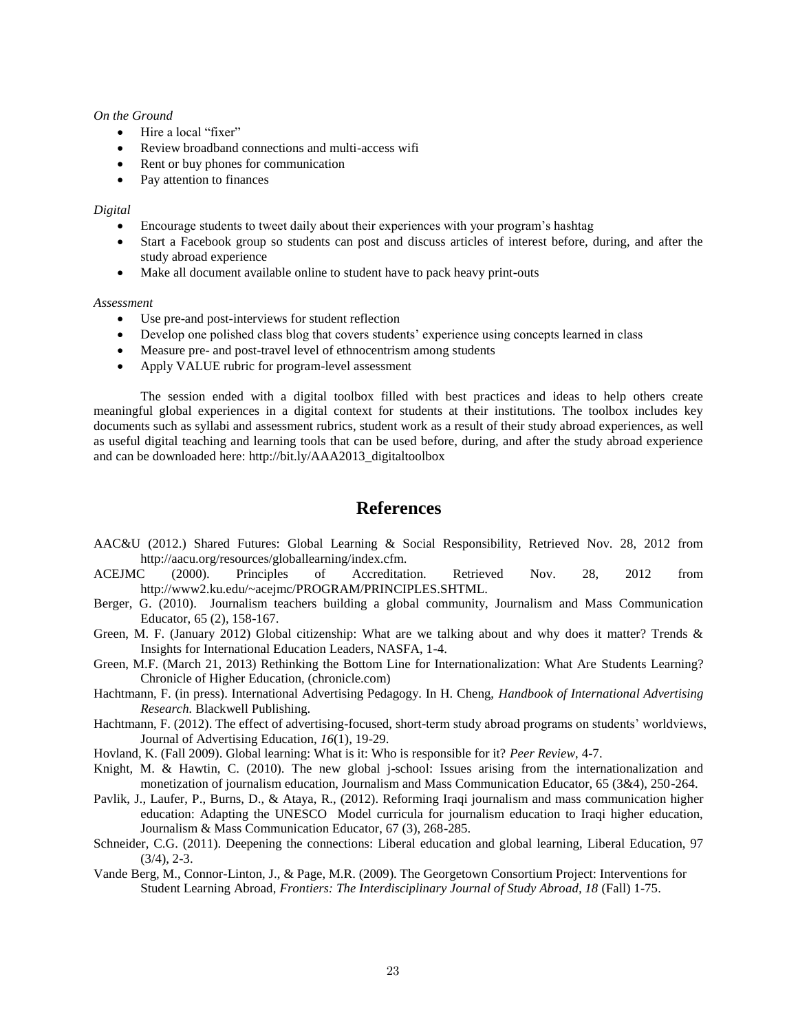*On the Ground*

- Hire a local "fixer"
- Review broadband connections and multi-access wifi
- Rent or buy phones for communication
- Pay attention to finances

*Digital*

- Encourage students to tweet daily about their experiences with your program's hashtag
- Start a Facebook group so students can post and discuss articles of interest before, during, and after the study abroad experience
- Make all document available online to student have to pack heavy print-outs

*Assessment*

- Use pre-and post-interviews for student reflection
- Develop one polished class blog that covers students' experience using concepts learned in class
- Measure pre- and post-travel level of ethnocentrism among students
- Apply VALUE rubric for program-level assessment

The session ended with a digital toolbox filled with best practices and ideas to help others create meaningful global experiences in a digital context for students at their institutions. The toolbox includes key documents such as syllabi and assessment rubrics, student work as a result of their study abroad experiences, as well as useful digital teaching and learning tools that can be used before, during, and after the study abroad experience and can be downloaded here: http://bit.ly/AAA2013_digitaltoolbox

## References

AAC&U (2012.) Shared Futures: Global Learning & Social Responsibility, Retrieved Nov. 28, 2012 from http://aacu.org/resources/globallearning/index.cfm.

ACEJMC (2000). Principles of Accreditation. Retrieved Nov. 28, 2012 from http://www2.ku.edu/~acejmc/PROGRAM/PRINCIPLES.SHTML.

Berger, G. (2010). Journalism teachers building a global community, Journalism and Mass Communication Educator, 65 (2), 158-167.

Green, M. F. (January 2012) Global citizenship: What are we talking about and why does it matter? Trends & Insights for International Education Leaders, NASFA, 1-4.

Green, M.F. (March 21, 2013) Rethinking the Bottom Line for Internationalization: What Are Students Learning? Chronicle of Higher Education, (chronicle.com)

Hachtmann, F. (in press). International Advertising Pedagogy. In H. Cheng, *Handbook of International Advertising Research.* Blackwell Publishing.

Hachtmann, F. (2012). The effect of advertising-focused, short-term study abroad programs on students' worldviews, Journal of Advertising Education, *16*(1), 19-29.

Hovland, K. (Fall 2009). Global learning: What is it: Who is responsible for it? *Peer Review*, 4-7.

Knight, M. & Hawtin, C. (2010). The new global j-school: Issues arising from the internationalization and monetization of journalism education, Journalism and Mass Communication Educator, 65 (3&4), 250-264.

Pavlik, J., Laufer, P., Burns, D., & Ataya, R., (2012). Reforming Iraqi journalism and mass communication higher education: Adapting the UNESCO Model curricula for journalism education to Iraqi higher education, Journalism & Mass Communication Educator, 67 (3), 268-285.

Schneider, C.G. (2011). Deepening the connections: Liberal education and global learning, Liberal Education, 97 (3/4), 2-3.

Vande Berg, M., Connor-Linton, J., & Page, M.R. (2009). The Georgetown Consortium Project: Interventions for Student Learning Abroad, *Frontiers: The Interdisciplinary Journal of Study Abroad, 18* (Fall) 1-75.